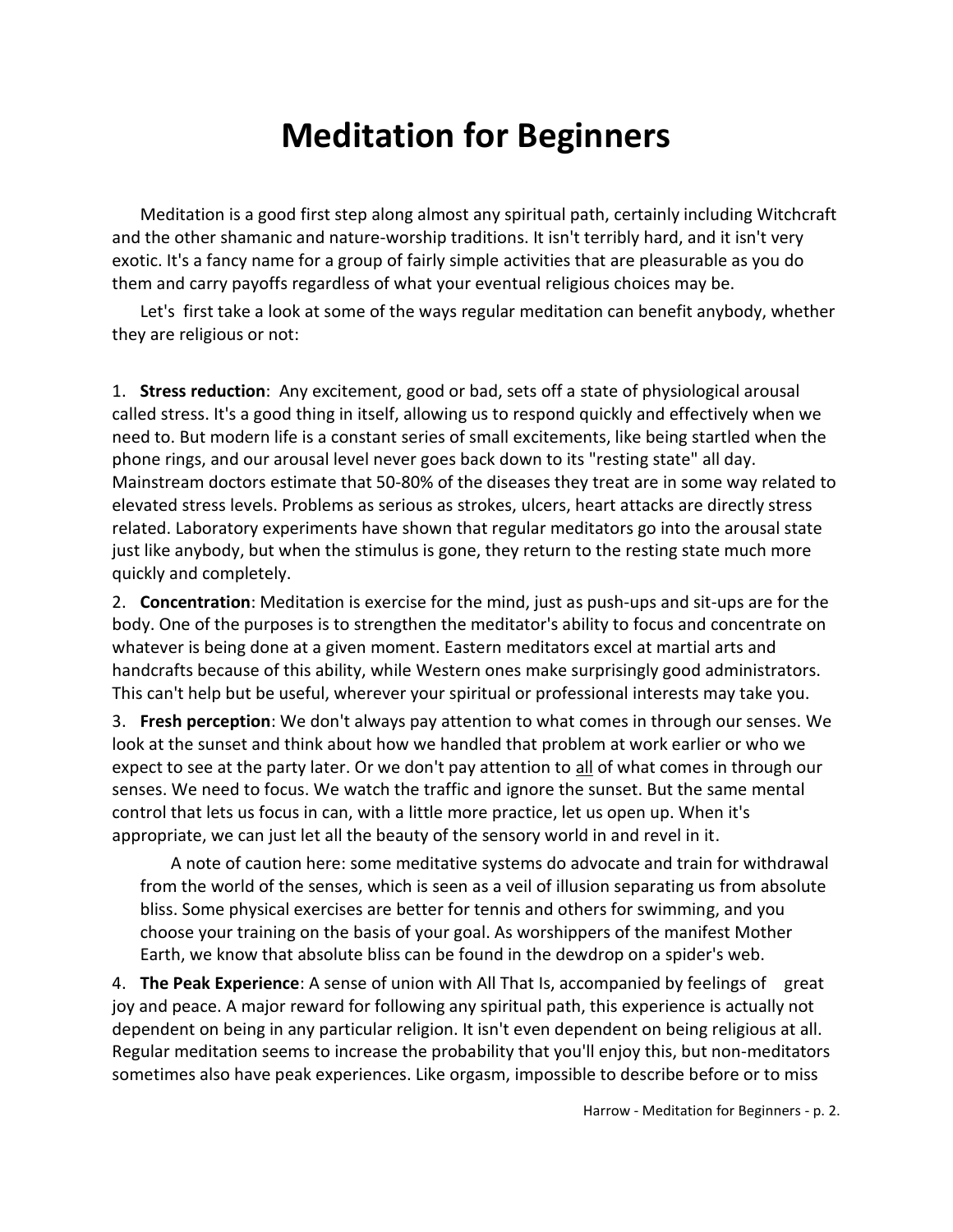# Meditation for Beginners

Meditation is a good first step along almost any spiritual path, certainly including Witchcraft and the other shamanic and nature-worship traditions. It isn't terribly hard, and it isn't very exotic. It's a fancy name for a group of fairly simple activities that are pleasurable as you do them and carry payoffs regardless of what your eventual religious choices may be.

Let's first take a look at some of the ways regular meditation can benefit anybody, whether they are religious or not:

1. **Stress reduction**: Any excitement, good or bad, sets off a state of physiological arousal called stress. It's a good thing in itself, allowing us to respond quickly and effectively when we need to. But modern life is a constant series of small excitements, like being startled when the phone rings, and our arousal level never goes back down to its "resting state" all day. Mainstream doctors estimate that 50-80% of the diseases they treat are in some way related to elevated stress levels. Problems as serious as strokes, ulcers, heart attacks are directly stress related. Laboratory experiments have shown that regular meditators go into the arousal state just like anybody, but when the stimulus is gone, they return to the resting state much more quickly and completely.

2. **Concentration**: Meditation is exercise for the mind, just as push-ups and sit-ups are for the body. One of the purposes is to strengthen the meditator's ability to focus and concentrate on whatever is being done at a given moment. Eastern meditators excel at martial arts and handcrafts because of this ability, while Western ones make surprisingly good administrators. This can't help but be useful, wherever your spiritual or professional interests may take you.

3. **Fresh perception**: We don't always pay attention to what comes in through our senses. We look at the sunset and think about how we handled that problem at work earlier or who we expect to see at the party later. Or we don't pay attention to <u>all</u> of what comes in through our senses. We need to focus. We watch the traffic and ignore the sunset. But the same mental control that lets us focus in can, with a little more practice, let us open up. When it's appropriate, we can just let all the beauty of the sensory world in and revel in it.

    A note of caution here: some meditative systems do advocate and train for withdrawal from the world of the senses, which is seen as a veil of illusion separating us from absolute bliss. Some physical exercises are better for tennis and others for swimming, and you choose your training on the basis of your goal. As worshippers of the manifest Mother Earth, we know that absolute bliss can be found in the dewdrop on a spider's web.

4. **The Peak Experience**: A sense of union with All That Is, accompanied by feelings of great joy and peace. A major reward for following any spiritual path, this experience is actually not dependent on being in any particular religion. It isn't even dependent on being religious at all. Regular meditation seems to increase the probability that you'll enjoy this, but non-meditators sometimes also have peak experiences. Like orgasm, impossible to describe before or to miss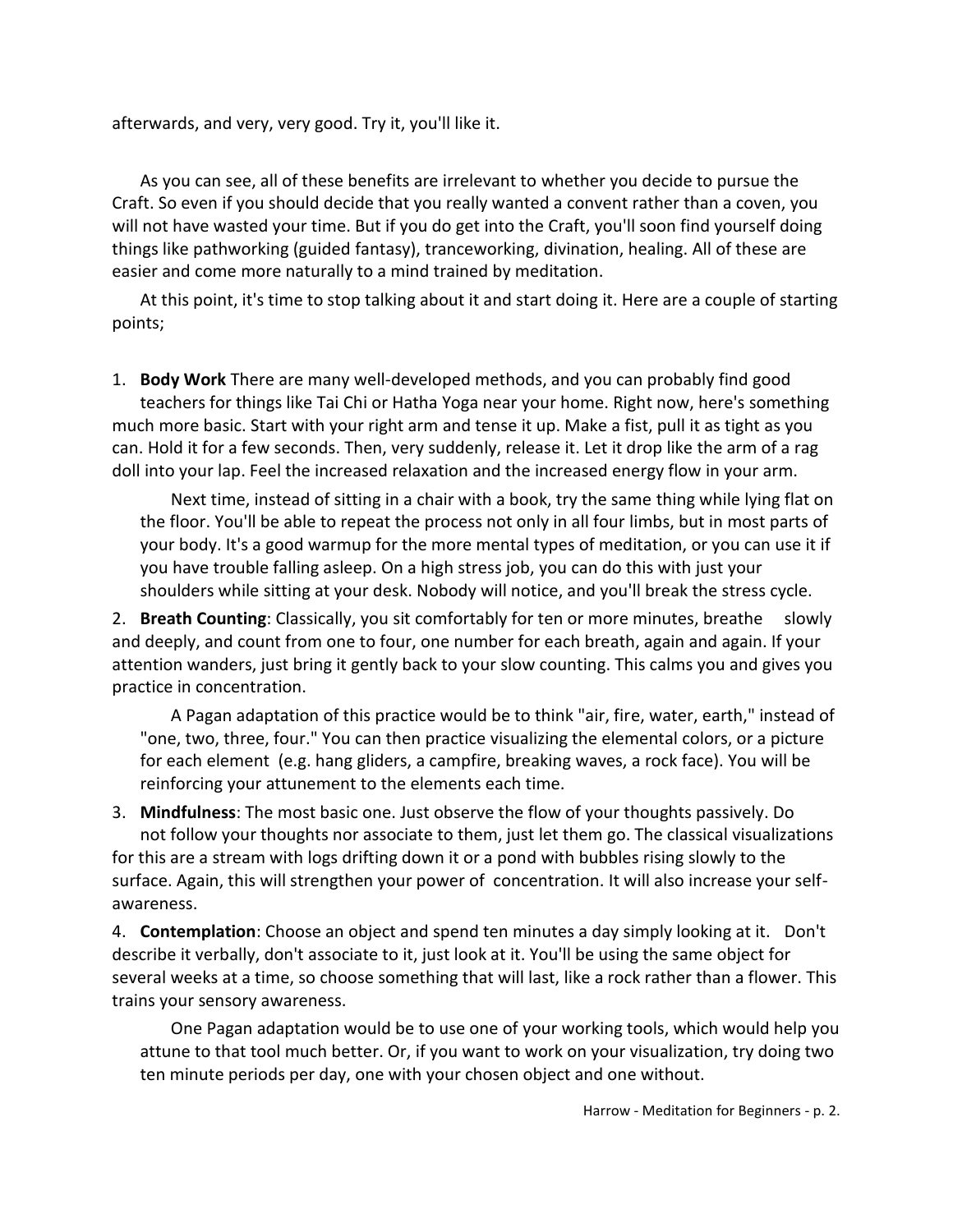afterwards, and very, very good. Try it, you'll like it.

As you can see, all of these benefits are irrelevant to whether you decide to pursue the Craft. So even if you should decide that you really wanted a convent rather than a coven, you will not have wasted your time. But if you do get into the Craft, you'll soon find yourself doing things like pathworking (guided fantasy), tranceworking, divination, healing. All of these are easier and come more naturally to a mind trained by meditation.

At this point, it's time to stop talking about it and start doing it. Here are a couple of starting points;

1. **Body Work** There are many well-developed methods, and you can probably find good teachers for things like Tai Chi or Hatha Yoga near your home. Right now, here's something much more basic. Start with your right arm and tense it up. Make a fist, pull it as tight as you can. Hold it for a few seconds. Then, very suddenly, release it. Let it drop like the arm of a rag doll into your lap. Feel the increased relaxation and the increased energy flow in your arm.

   Next time, instead of sitting in a chair with a book, try the same thing while lying flat on the floor. You'll be able to repeat the process not only in all four limbs, but in most parts of your body. It's a good warmup for the more mental types of meditation, or you can use it if you have trouble falling asleep. On a high stress job, you can do this with just your shoulders while sitting at your desk. Nobody will notice, and you'll break the stress cycle.

2. **Breath Counting**: Classically, you sit comfortably for ten or more minutes, breathe slowly and deeply, and count from one to four, one number for each breath, again and again. If your attention wanders, just bring it gently back to your slow counting. This calms you and gives you practice in concentration.

   A Pagan adaptation of this practice would be to think "air, fire, water, earth," instead of "one, two, three, four." You can then practice visualizing the elemental colors, or a picture for each element (e.g. hang gliders, a campfire, breaking waves, a rock face). You will be reinforcing your attunement to the elements each time.

3. **Mindfulness**: The most basic one. Just observe the flow of your thoughts passively. Do not follow your thoughts nor associate to them, just let them go. The classical visualizations for this are a stream with logs drifting down it or a pond with bubbles rising slowly to the surface. Again, this will strengthen your power of concentration. It will also increase your self-awareness.

4. **Contemplation**: Choose an object and spend ten minutes a day simply looking at it. Don't describe it verbally, don't associate to it, just look at it. You'll be using the same object for several weeks at a time, so choose something that will last, like a rock rather than a flower. This trains your sensory awareness.

   One Pagan adaptation would be to use one of your working tools, which would help you attune to that tool much better. Or, if you want to work on your visualization, try doing two ten minute periods per day, one with your chosen object and one without.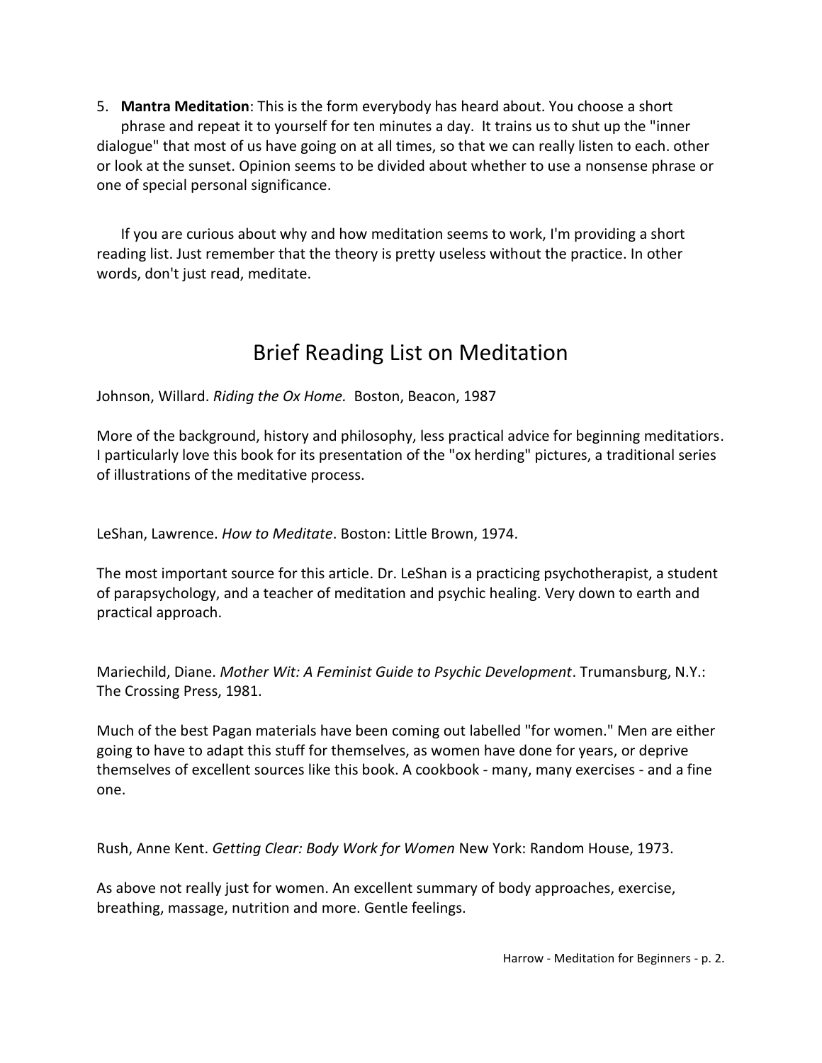5. **Mantra Meditation**: This is the form everybody has heard about. You choose a short phrase and repeat it to yourself for ten minutes a day. It trains us to shut up the "inner dialogue" that most of us have going on at all times, so that we can really listen to each. other or look at the sunset. Opinion seems to be divided about whether to use a nonsense phrase or one of special personal significance.

If you are curious about why and how meditation seems to work, I'm providing a short reading list. Just remember that the theory is pretty useless without the practice. In other words, don't just read, meditate.

## Brief Reading List on Meditation

Johnson, Willard. *Riding the Ox Home.* Boston, Beacon, 1987

More of the background, history and philosophy, less practical advice for beginning meditatiors. I particularly love this book for its presentation of the "ox herding" pictures, a traditional series of illustrations of the meditative process.

LeShan, Lawrence. *How to Meditate*. Boston: Little Brown, 1974.

The most important source for this article. Dr. LeShan is a practicing psychotherapist, a student of parapsychology, and a teacher of meditation and psychic healing. Very down to earth and practical approach.

Mariechild, Diane. *Mother Wit: A Feminist Guide to Psychic Development*. Trumansburg, N.Y.: The Crossing Press, 1981.

Much of the best Pagan materials have been coming out labelled "for women." Men are either going to have to adapt this stuff for themselves, as women have done for years, or deprive themselves of excellent sources like this book. A cookbook - many, many exercises - and a fine one.

Rush, Anne Kent. *Getting Clear: Body Work for Women* New York: Random House, 1973.

As above not really just for women. An excellent summary of body approaches, exercise, breathing, massage, nutrition and more. Gentle feelings.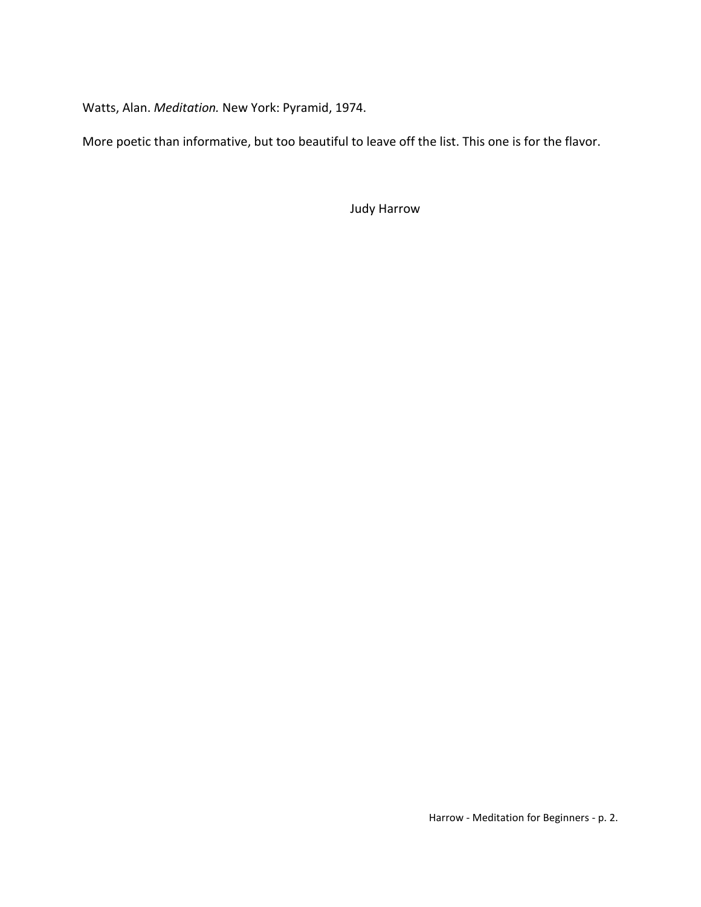Watts, Alan. *Meditation.* New York: Pyramid, 1974.

More poetic than informative, but too beautiful to leave off the list. This one is for the flavor.

Judy Harrow